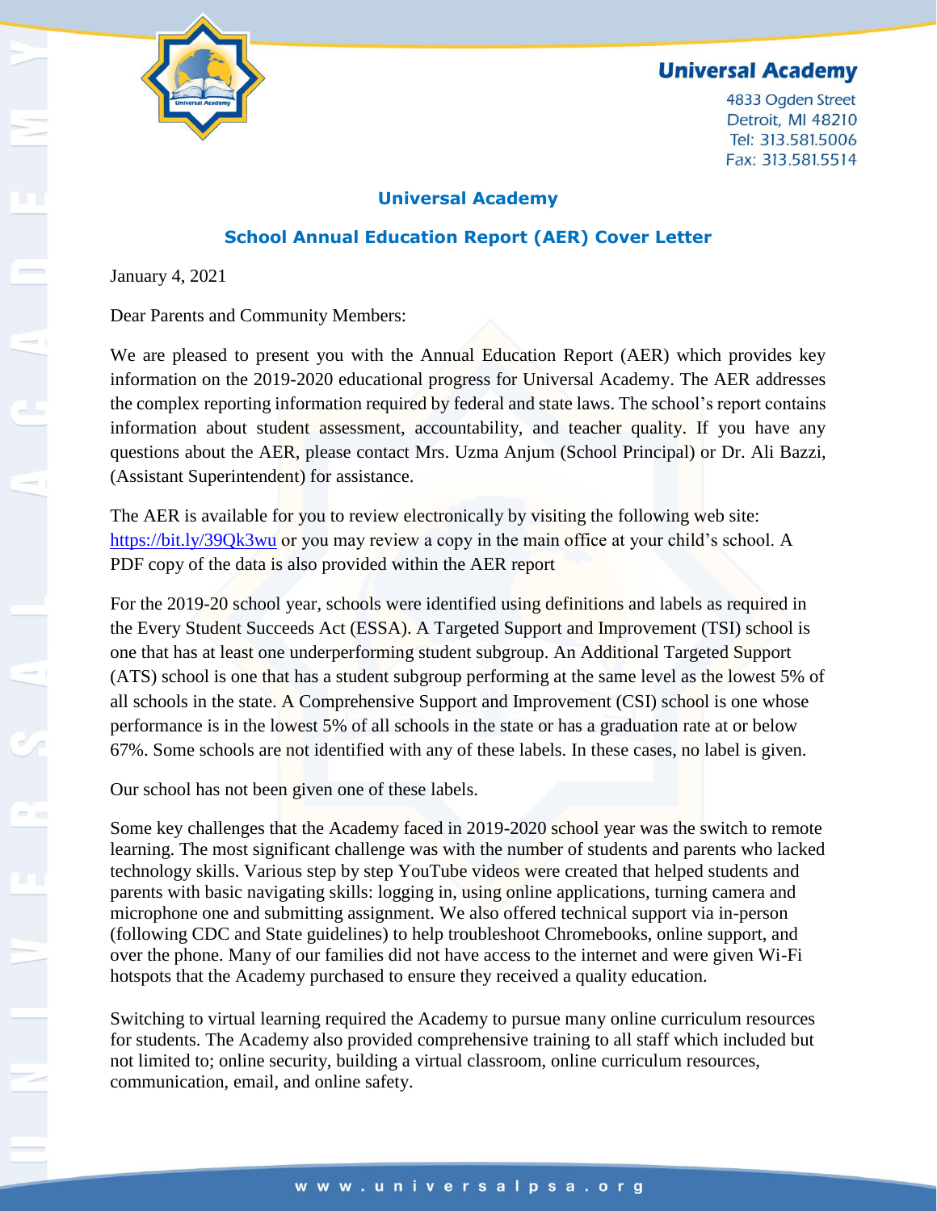**Universal Academy**

4833 Ogden Street
Detroit, MI 48210
Tel: 313.581.5006
Fax: 313.581.5514

## Universal Academy

## School Annual Education Report (AER) Cover Letter

January 4, 2021

Dear Parents and Community Members:

We are pleased to present you with the Annual Education Report (AER) which provides key information on the 2019-2020 educational progress for Universal Academy. The AER addresses the complex reporting information required by federal and state laws. The school's report contains information about student assessment, accountability, and teacher quality. If you have any questions about the AER, please contact Mrs. Uzma Anjum (School Principal) or Dr. Ali Bazzi, (Assistant Superintendent) for assistance.

The AER is available for you to review electronically by visiting the following web site: https://bit.ly/39Qk3wu or you may review a copy in the main office at your child's school. A PDF copy of the data is also provided within the AER report

For the 2019-20 school year, schools were identified using definitions and labels as required in the Every Student Succeeds Act (ESSA). A Targeted Support and Improvement (TSI) school is one that has at least one underperforming student subgroup. An Additional Targeted Support (ATS) school is one that has a student subgroup performing at the same level as the lowest 5% of all schools in the state. A Comprehensive Support and Improvement (CSI) school is one whose performance is in the lowest 5% of all schools in the state or has a graduation rate at or below 67%. Some schools are not identified with any of these labels. In these cases, no label is given.

Our school has not been given one of these labels.

Some key challenges that the Academy faced in 2019-2020 school year was the switch to remote learning. The most significant challenge was with the number of students and parents who lacked technology skills. Various step by step YouTube videos were created that helped students and parents with basic navigating skills: logging in, using online applications, turning camera and microphone one and submitting assignment. We also offered technical support via in-person (following CDC and State guidelines) to help troubleshoot Chromebooks, online support, and over the phone. Many of our families did not have access to the internet and were given Wi-Fi hotspots that the Academy purchased to ensure they received a quality education.

Switching to virtual learning required the Academy to pursue many online curriculum resources for students. The Academy also provided comprehensive training to all staff which included but not limited to; online security, building a virtual classroom, online curriculum resources, communication, email, and online safety.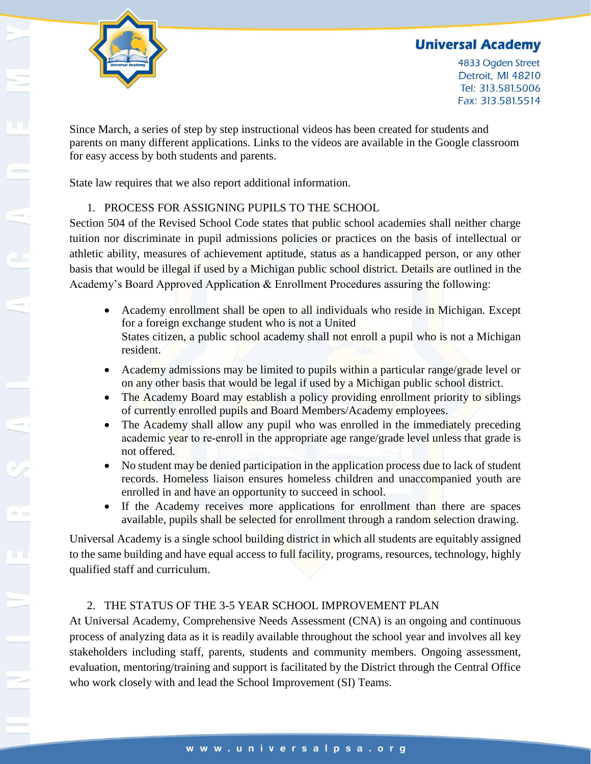Since March, a series of step by step instructional videos has been created for students and parents on many different applications. Links to the videos are available in the Google classroom for easy access by both students and parents.

State law requires that we also report additional information.

1. PROCESS FOR ASSIGNING PUPILS TO THE SCHOOL

Section 504 of the Revised School Code states that public school academies shall neither charge tuition nor discriminate in pupil admissions policies or practices on the basis of intellectual or athletic ability, measures of achievement aptitude, status as a handicapped person, or any other basis that would be illegal if used by a Michigan public school district. Details are outlined in the Academy's Board Approved Application & Enrollment Procedures assuring the following:

- Academy enrollment shall be open to all individuals who reside in Michigan. Except for a foreign exchange student who is not a United States citizen, a public school academy shall not enroll a pupil who is not a Michigan resident.
- Academy admissions may be limited to pupils within a particular range/grade level or on any other basis that would be legal if used by a Michigan public school district.
- The Academy Board may establish a policy providing enrollment priority to siblings of currently enrolled pupils and Board Members/Academy employees.
- The Academy shall allow any pupil who was enrolled in the immediately preceding academic year to re-enroll in the appropriate age range/grade level unless that grade is not offered.
- No student may be denied participation in the application process due to lack of student records. Homeless liaison ensures homeless children and unaccompanied youth are enrolled in and have an opportunity to succeed in school.
- If the Academy receives more applications for enrollment than there are spaces available, pupils shall be selected for enrollment through a random selection drawing.

Universal Academy is a single school building district in which all students are equitably assigned to the same building and have equal access to full facility, programs, resources, technology, highly qualified staff and curriculum.

2. THE STATUS OF THE 3-5 YEAR SCHOOL IMPROVEMENT PLAN

At Universal Academy, Comprehensive Needs Assessment (CNA) is an ongoing and continuous process of analyzing data as it is readily available throughout the school year and involves all key stakeholders including staff, parents, students and community members. Ongoing assessment, evaluation, mentoring/training and support is facilitated by the District through the Central Office who work closely with and lead the School Improvement (SI) Teams.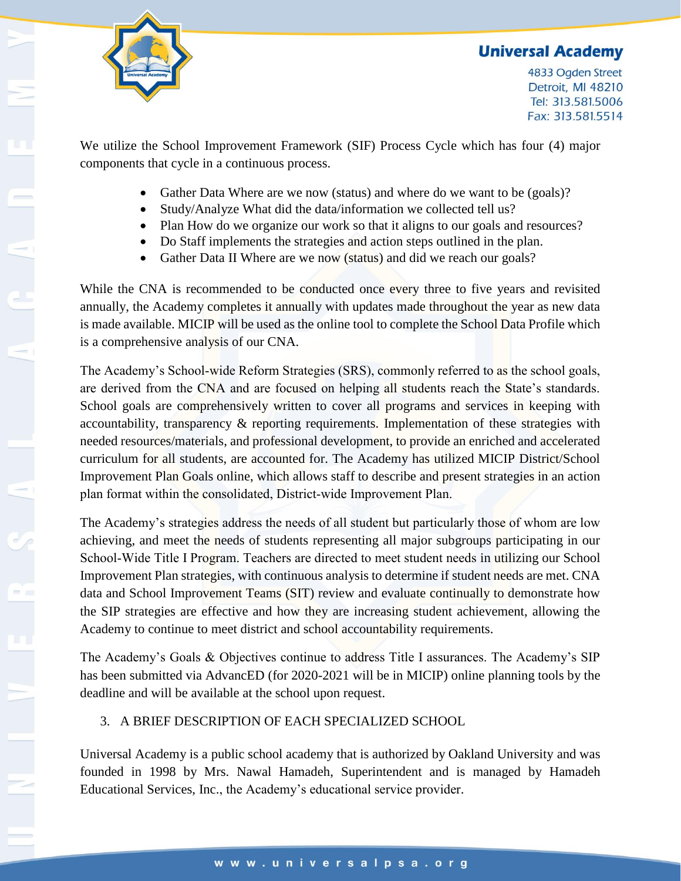We utilize the School Improvement Framework (SIF) Process Cycle which has four (4) major components that cycle in a continuous process.

- Gather Data Where are we now (status) and where do we want to be (goals)?
- Study/Analyze What did the data/information we collected tell us?
- Plan How do we organize our work so that it aligns to our goals and resources?
- Do Staff implements the strategies and action steps outlined in the plan.
- Gather Data II Where are we now (status) and did we reach our goals?

While the CNA is recommended to be conducted once every three to five years and revisited annually, the Academy completes it annually with updates made throughout the year as new data is made available. MICIP will be used as the online tool to complete the School Data Profile which is a comprehensive analysis of our CNA.

The Academy's School-wide Reform Strategies (SRS), commonly referred to as the school goals, are derived from the CNA and are focused on helping all students reach the State's standards. School goals are comprehensively written to cover all programs and services in keeping with accountability, transparency & reporting requirements. Implementation of these strategies with needed resources/materials, and professional development, to provide an enriched and accelerated curriculum for all students, are accounted for. The Academy has utilized MICIP District/School Improvement Plan Goals online, which allows staff to describe and present strategies in an action plan format within the consolidated, District-wide Improvement Plan.

The Academy's strategies address the needs of all student but particularly those of whom are low achieving, and meet the needs of students representing all major subgroups participating in our School-Wide Title I Program. Teachers are directed to meet student needs in utilizing our School Improvement Plan strategies, with continuous analysis to determine if student needs are met. CNA data and School Improvement Teams (SIT) review and evaluate continually to demonstrate how the SIP strategies are effective and how they are increasing student achievement, allowing the Academy to continue to meet district and school accountability requirements.

The Academy's Goals & Objectives continue to address Title I assurances. The Academy's SIP has been submitted via AdvancED (for 2020-2021 will be in MICIP) online planning tools by the deadline and will be available at the school upon request.

3. A BRIEF DESCRIPTION OF EACH SPECIALIZED SCHOOL

Universal Academy is a public school academy that is authorized by Oakland University and was founded in 1998 by Mrs. Nawal Hamadeh, Superintendent and is managed by Hamadeh Educational Services, Inc., the Academy's educational service provider.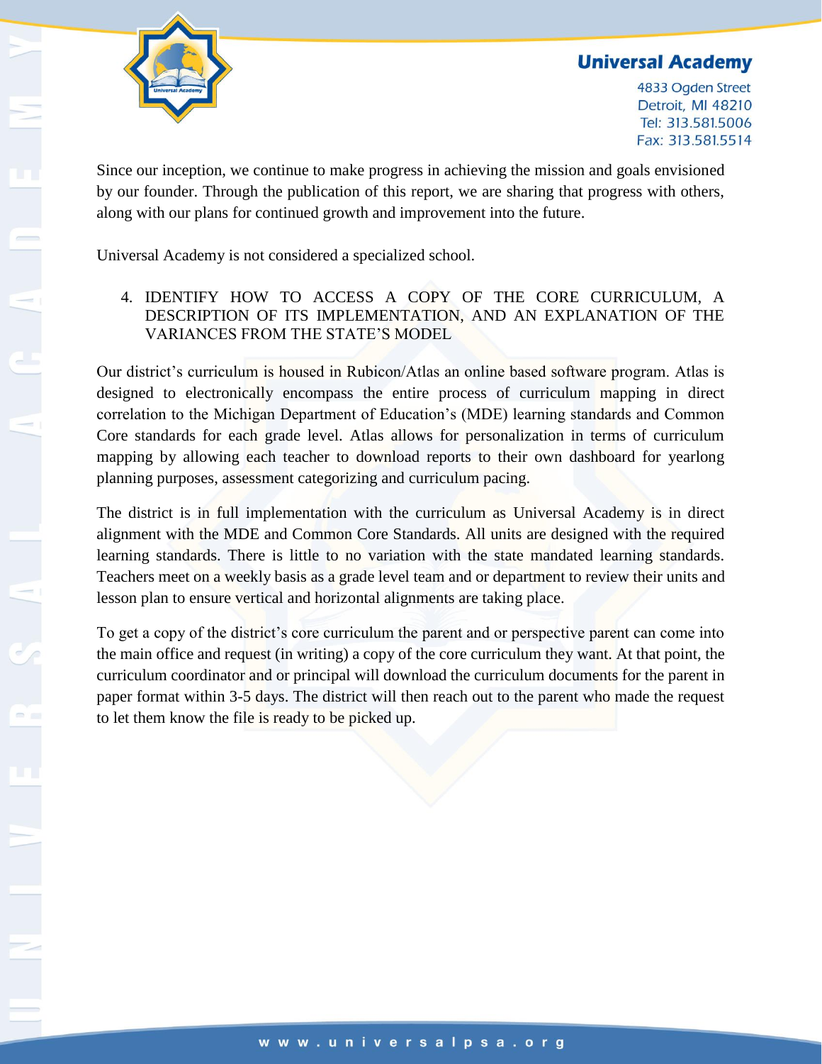Since our inception, we continue to make progress in achieving the mission and goals envisioned by our founder. Through the publication of this report, we are sharing that progress with others, along with our plans for continued growth and improvement into the future.

Universal Academy is not considered a specialized school.

4. IDENTIFY HOW TO ACCESS A COPY OF THE CORE CURRICULUM, A DESCRIPTION OF ITS IMPLEMENTATION, AND AN EXPLANATION OF THE VARIANCES FROM THE STATE'S MODEL

Our district's curriculum is housed in Rubicon/Atlas an online based software program. Atlas is designed to electronically encompass the entire process of curriculum mapping in direct correlation to the Michigan Department of Education's (MDE) learning standards and Common Core standards for each grade level. Atlas allows for personalization in terms of curriculum mapping by allowing each teacher to download reports to their own dashboard for yearlong planning purposes, assessment categorizing and curriculum pacing.

The district is in full implementation with the curriculum as Universal Academy is in direct alignment with the MDE and Common Core Standards. All units are designed with the required learning standards. There is little to no variation with the state mandated learning standards. Teachers meet on a weekly basis as a grade level team and or department to review their units and lesson plan to ensure vertical and horizontal alignments are taking place.

To get a copy of the district's core curriculum the parent and or perspective parent can come into the main office and request (in writing) a copy of the core curriculum they want. At that point, the curriculum coordinator and or principal will download the curriculum documents for the parent in paper format within 3-5 days. The district will then reach out to the parent who made the request to let them know the file is ready to be picked up.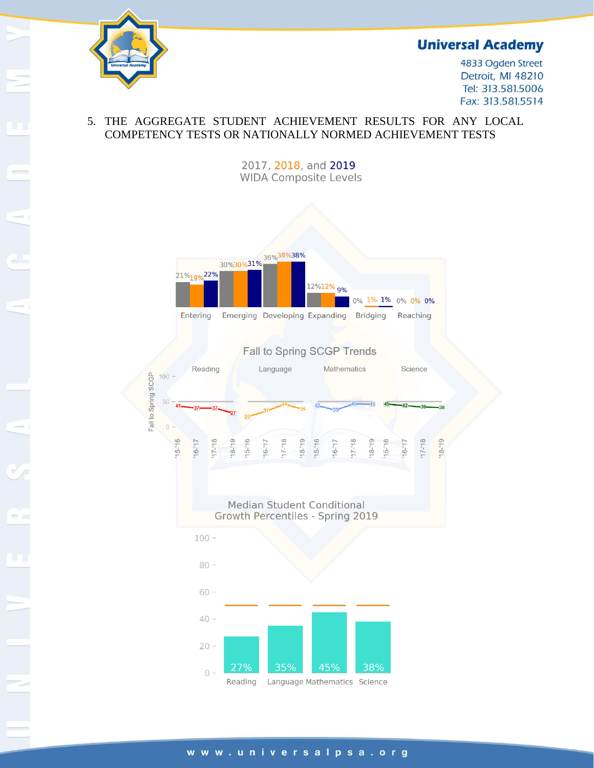5. THE AGGREGATE STUDENT ACHIEVEMENT RESULTS FOR ANY LOCAL COMPETENCY TESTS OR NATIONALLY NORMED ACHIEVEMENT TESTS

2017, 2018, and 2019
WIDA Composite Levels

21% 19% 22%
30% 30% 31%
36% 38% 38%
12% 12% 9%
0% 1% 1%
0% 0% 0%

Entering Emerging Developing Expanding Bridging Reaching

Fall to Spring SCGP Trends

Reading Language Mathematics Science

Fall to Spring SCGP

100
50
0

41 37 37 27
20 31 44 35
42 33 45 45
45 42 39 38

'15-'16 '16-'17 '17-'18 '18-'19

Median Student Conditional Growth Percentiles - Spring 2019

100
80
60
40
20
0

27% 35% 45% 38%

Reading Language Mathematics Science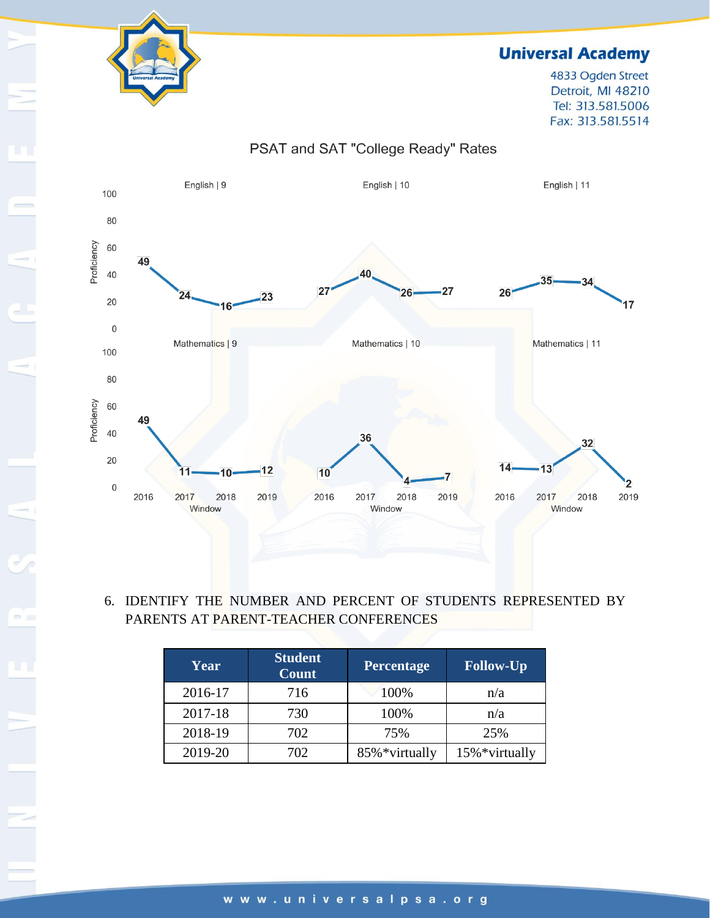PSAT and SAT "College Ready" Rates

English | 9

English | 10

English | 11

100
80
60
40
20
0

Proficiency

49
24
16
23

27
40
26
27

26
35
34
17

Mathematics | 9

Mathematics | 10

Mathematics | 11

100
80
60
40
20
0

Proficiency

49
11
10
12

10
36
4
7

14
13
32
2

2016 2017 2018 2019
Window

2016 2017 2018 2019
Window

2016 2017 2018 2019
Window

6. IDENTIFY THE NUMBER AND PERCENT OF STUDENTS REPRESENTED BY PARENTS AT PARENT-TEACHER CONFERENCES

| Year | Student Count | Percentage | Follow-Up |
|---|---|---|---|
| 2016-17 | 716 | 100% | n/a |
| 2017-18 | 730 | 100% | n/a |
| 2018-19 | 702 | 75% | 25% |
| 2019-20 | 702 | 85%*virtually | 15%*virtually |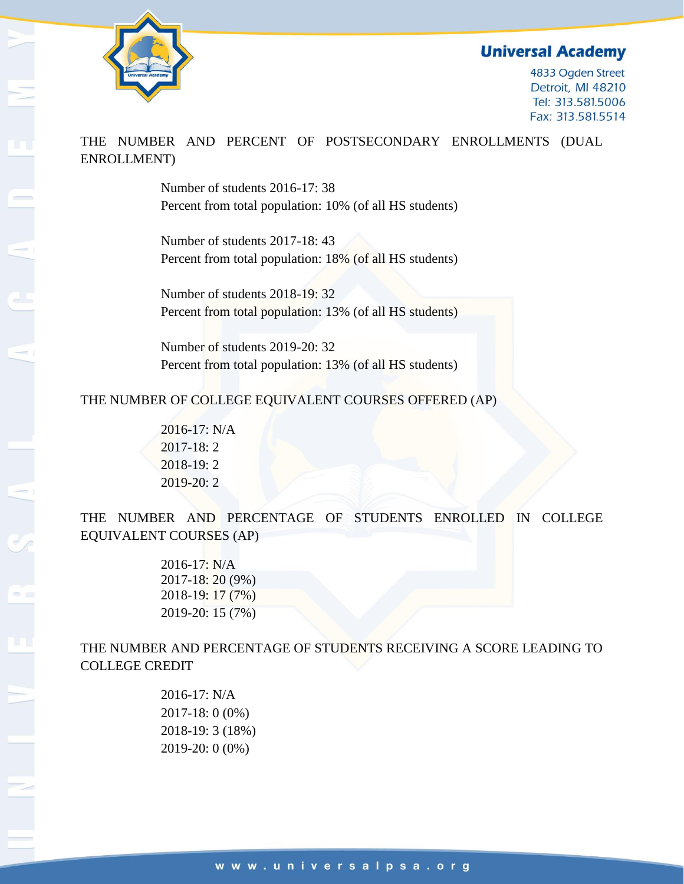THE NUMBER AND PERCENT OF POSTSECONDARY ENROLLMENTS (DUAL ENROLLMENT)

Number of students 2016-17: 38
Percent from total population: 10% (of all HS students)

Number of students 2017-18: 43
Percent from total population: 18% (of all HS students)

Number of students 2018-19: 32
Percent from total population: 13% (of all HS students)

Number of students 2019-20: 32
Percent from total population: 13% (of all HS students)

THE NUMBER OF COLLEGE EQUIVALENT COURSES OFFERED (AP)

2016-17: N/A
2017-18: 2
2018-19: 2
2019-20: 2

THE NUMBER AND PERCENTAGE OF STUDENTS ENROLLED IN COLLEGE EQUIVALENT COURSES (AP)

2016-17: N/A
2017-18: 20 (9%)
2018-19: 17 (7%)
2019-20: 15 (7%)

THE NUMBER AND PERCENTAGE OF STUDENTS RECEIVING A SCORE LEADING TO COLLEGE CREDIT

2016-17: N/A
2017-18: 0 (0%)
2018-19: 3 (18%)
2019-20: 0 (0%)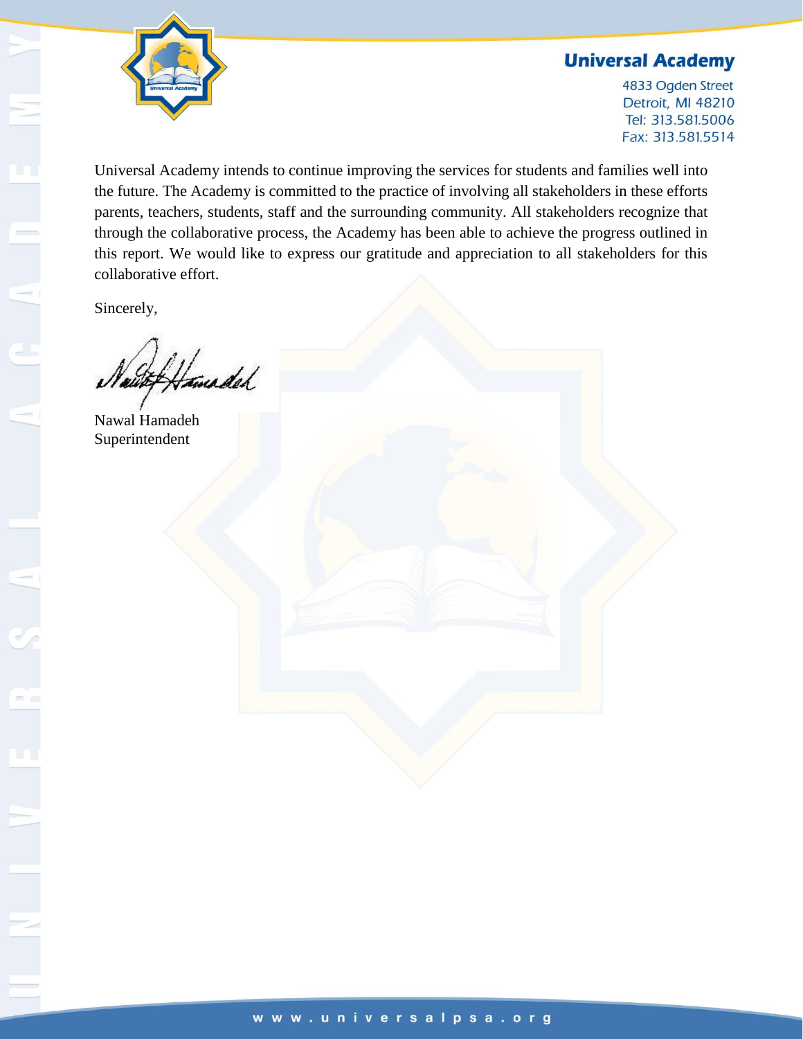Universal Academy
4833 Ogden Street
Detroit, MI 48210
Tel: 313.581.5006
Fax: 313.581.5514

Universal Academy intends to continue improving the services for students and families well into the future. The Academy is committed to the practice of involving all stakeholders in these efforts parents, teachers, students, staff and the surrounding community. All stakeholders recognize that through the collaborative process, the Academy has been able to achieve the progress outlined in this report. We would like to express our gratitude and appreciation to all stakeholders for this collaborative effort.

Sincerely,

Nawal Hamadeh
Superintendent

www.universalpsa.org